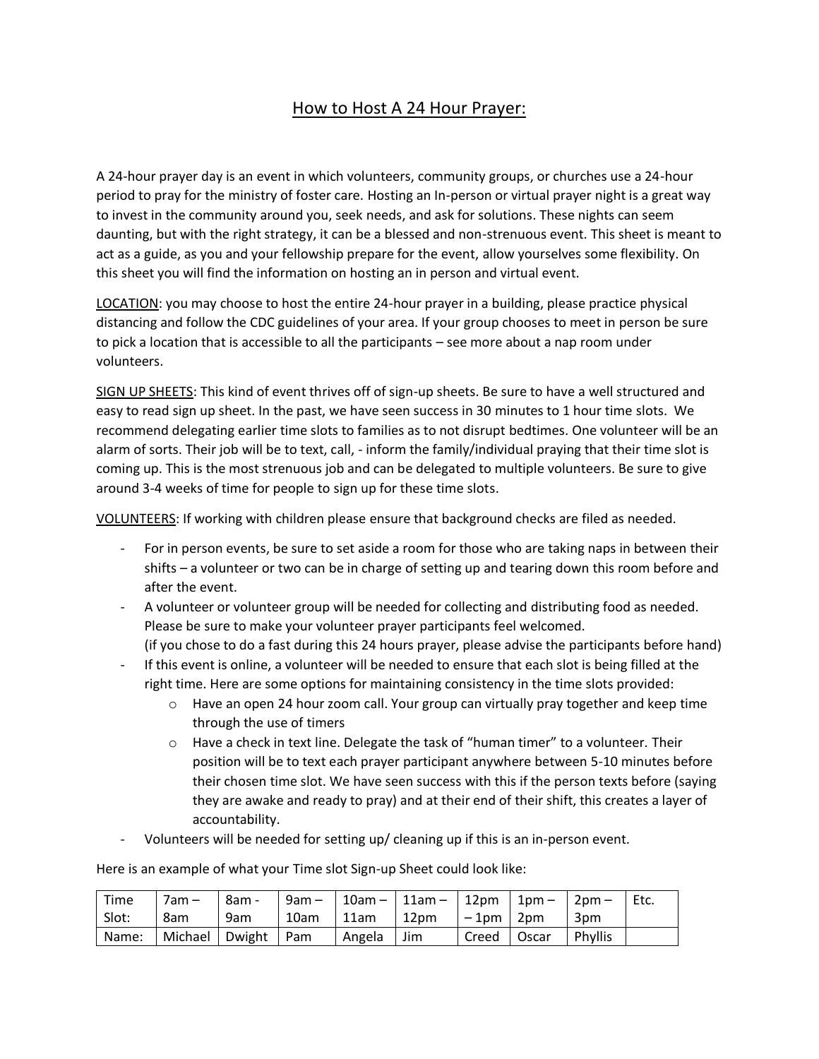# How to Host A 24 Hour Prayer:

A 24-hour prayer day is an event in which volunteers, community groups, or churches use a 24-hour period to pray for the ministry of foster care. Hosting an In-person or virtual prayer night is a great way to invest in the community around you, seek needs, and ask for solutions. These nights can seem daunting, but with the right strategy, it can be a blessed and non-strenuous event. This sheet is meant to act as a guide, as you and your fellowship prepare for the event, allow yourselves some flexibility. On this sheet you will find the information on hosting an in person and virtual event.

<u>LOCATION</u>: you may choose to host the entire 24-hour prayer in a building, please practice physical distancing and follow the CDC guidelines of your area. If your group chooses to meet in person be sure to pick a location that is accessible to all the participants – see more about a nap room under volunteers.

<u>SIGN UP SHEETS</u>: This kind of event thrives off of sign-up sheets. Be sure to have a well structured and easy to read sign up sheet. In the past, we have seen success in 30 minutes to 1 hour time slots. We recommend delegating earlier time slots to families as to not disrupt bedtimes. One volunteer will be an alarm of sorts. Their job will be to text, call, - inform the family/individual praying that their time slot is coming up. This is the most strenuous job and can be delegated to multiple volunteers. Be sure to give around 3-4 weeks of time for people to sign up for these time slots.

<u>VOLUNTEERS</u>: If working with children please ensure that background checks are filed as needed.

- For in person events, be sure to set aside a room for those who are taking naps in between their shifts – a volunteer or two can be in charge of setting up and tearing down this room before and after the event.
- A volunteer or volunteer group will be needed for collecting and distributing food as needed. Please be sure to make your volunteer prayer participants feel welcomed.
  (if you chose to do a fast during this 24 hours prayer, please advise the participants before hand)
- If this event is online, a volunteer will be needed to ensure that each slot is being filled at the right time. Here are some options for maintaining consistency in the time slots provided:
  - Have an open 24 hour zoom call. Your group can virtually pray together and keep time through the use of timers
  - Have a check in text line. Delegate the task of "human timer" to a volunteer. Their position will be to text each prayer participant anywhere between 5-10 minutes before their chosen time slot. We have seen success with this if the person texts before (saying they are awake and ready to pray) and at their end of their shift, this creates a layer of accountability.
- Volunteers will be needed for setting up/ cleaning up if this is an in-person event.

Here is an example of what your Time slot Sign-up Sheet could look like:

| Time Slot: | 7am – 8am | 8am - 9am | 9am – 10am | 10am – 11am | 11am – 12pm | 12pm – 1pm | 1pm – 2pm | 2pm – 3pm | Etc. |
|---|---|---|---|---|---|---|---|---|---|
| Name: | Michael | Dwight | Pam | Angela | Jim | Creed | Oscar | Phyllis | |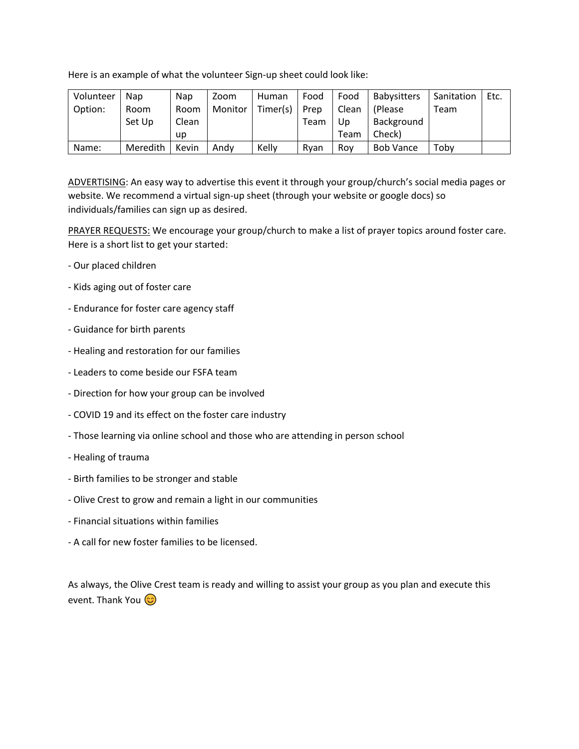Here is an example of what the volunteer Sign-up sheet could look like:

| Volunteer Option: | Nap Room Set Up | Nap Room Clean up | Zoom Monitor | Human Timer(s) | Food Prep Team | Food Clean Up Team | Babysitters (Please Background Check) | Sanitation Team | Etc. |
|---|---|---|---|---|---|---|---|---|---|
| Name: | Meredith | Kevin | Andy | Kelly | Ryan | Roy | Bob Vance | Toby | |

ADVERTISING: An easy way to advertise this event it through your group/church's social media pages or website. We recommend a virtual sign-up sheet (through your website or google docs) so individuals/families can sign up as desired.

PRAYER REQUESTS: We encourage your group/church to make a list of prayer topics around foster care. Here is a short list to get your started:

- Our placed children
- Kids aging out of foster care
- Endurance for foster care agency staff
- Guidance for birth parents
- Healing and restoration for our families
- Leaders to come beside our FSFA team
- Direction for how your group can be involved
- COVID 19 and its effect on the foster care industry
- Those learning via online school and those who are attending in person school
- Healing of trauma
- Birth families to be stronger and stable
- Olive Crest to grow and remain a light in our communities
- Financial situations within families
- A call for new foster families to be licensed.

As always, the Olive Crest team is ready and willing to assist your group as you plan and execute this event. Thank You 😊